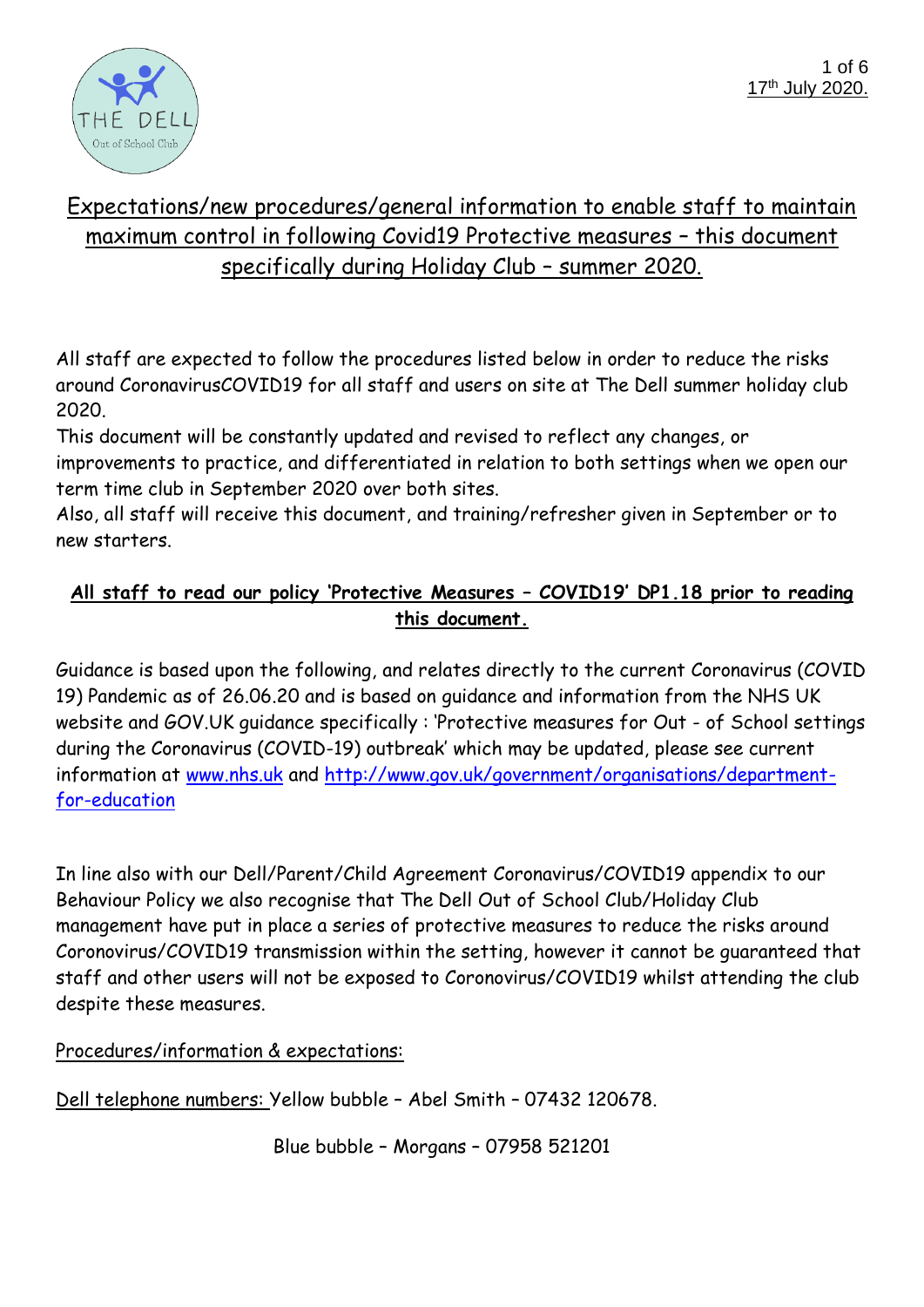17th July 2020.

# Expectations/new procedures/general information to enable staff to maintain maximum control in following Covid19 Protective measures – this document specifically during Holiday Club – summer 2020.

All staff are expected to follow the procedures listed below in order to reduce the risks around CoronavirusCOVID19 for all staff and users on site at The Dell summer holiday club 2020.

This document will be constantly updated and revised to reflect any changes, or improvements to practice, and differentiated in relation to both settings when we open our term time club in September 2020 over both sites.

Also, all staff will receive this document, and training/refresher given in September or to new starters.

**All staff to read our policy 'Protective Measures – COVID19' DP1.18 prior to reading this document.**

Guidance is based upon the following, and relates directly to the current Coronavirus (COVID 19) Pandemic as of 26.06.20 and is based on guidance and information from the NHS UK website and GOV.UK guidance specifically : 'Protective measures for Out - of School settings during the Coronavirus (COVID-19) outbreak' which may be updated, please see current information at [www.nhs.uk](http://www.nhs.uk) and [http://www.gov.uk/government/organisations/department-for-education](http://www.gov.uk/government/organisations/department-for-education)

In line also with our Dell/Parent/Child Agreement Coronavirus/COVID19 appendix to our Behaviour Policy we also recognise that The Dell Out of School Club/Holiday Club management have put in place a series of protective measures to reduce the risks around Coronovirus/COVID19 transmission within the setting, however it cannot be guaranteed that staff and other users will not be exposed to Coronovirus/COVID19 whilst attending the club despite these measures.

Procedures/information & expectations:

Dell telephone numbers: Yellow bubble – Abel Smith – 07432 120678.

Blue bubble – Morgans – 07958 521201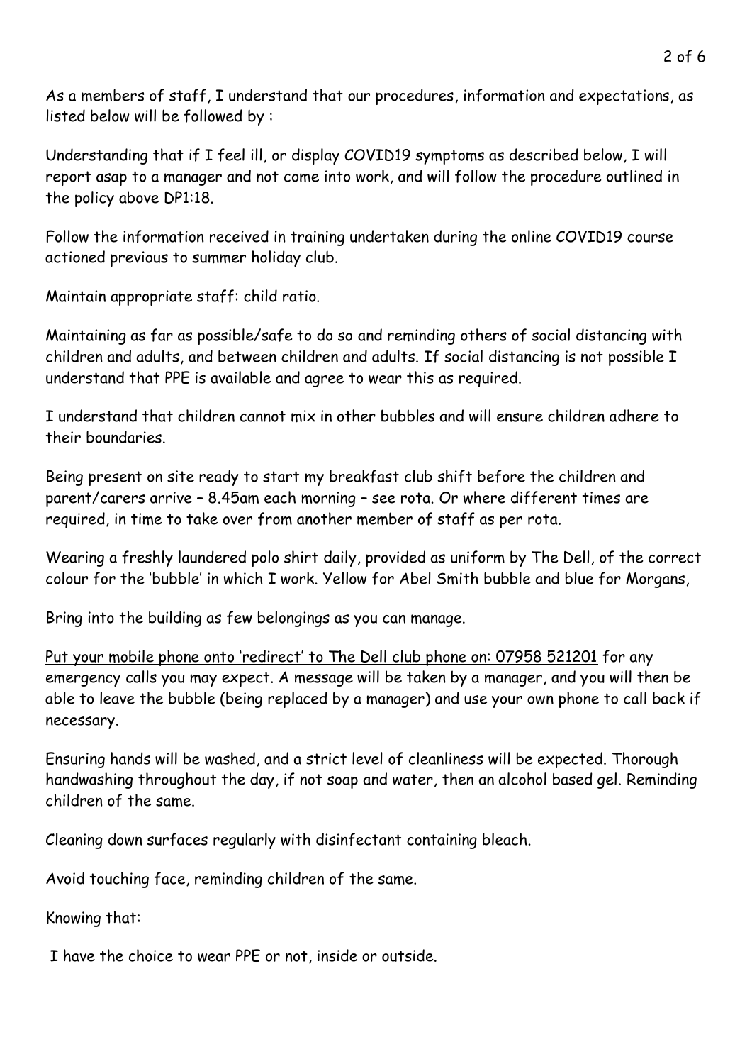As a members of staff, I understand that our procedures, information and expectations, as listed below will be followed by :

Understanding that if I feel ill, or display COVID19 symptoms as described below, I will report asap to a manager and not come into work, and will follow the procedure outlined in the policy above DP1:18.

Follow the information received in training undertaken during the online COVID19 course actioned previous to summer holiday club.

Maintain appropriate staff: child ratio.

Maintaining as far as possible/safe to do so and reminding others of social distancing with children and adults, and between children and adults. If social distancing is not possible I understand that PPE is available and agree to wear this as required.

I understand that children cannot mix in other bubbles and will ensure children adhere to their boundaries.

Being present on site ready to start my breakfast club shift before the children and parent/carers arrive – 8.45am each morning – see rota. Or where different times are required, in time to take over from another member of staff as per rota.

Wearing a freshly laundered polo shirt daily, provided as uniform by The Dell, of the correct colour for the 'bubble' in which I work. Yellow for Abel Smith bubble and blue for Morgans,

Bring into the building as few belongings as you can manage.

Put your mobile phone onto 'redirect' to The Dell club phone on: 07958 521201 for any emergency calls you may expect. A message will be taken by a manager, and you will then be able to leave the bubble (being replaced by a manager) and use your own phone to call back if necessary.

Ensuring hands will be washed, and a strict level of cleanliness will be expected. Thorough handwashing throughout the day, if not soap and water, then an alcohol based gel. Reminding children of the same.

Cleaning down surfaces regularly with disinfectant containing bleach.

Avoid touching face, reminding children of the same.

Knowing that:

I have the choice to wear PPE or not, inside or outside.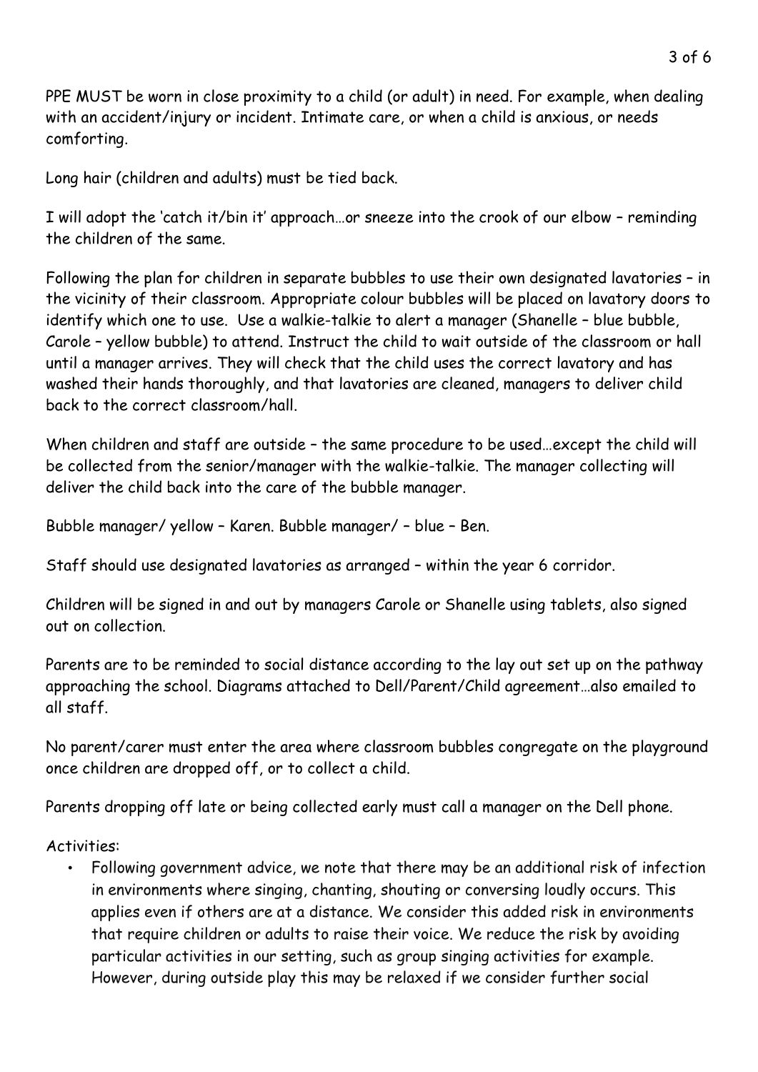PPE MUST be worn in close proximity to a child (or adult) in need. For example, when dealing with an accident/injury or incident. Intimate care, or when a child is anxious, or needs comforting.

Long hair (children and adults) must be tied back.

I will adopt the 'catch it/bin it' approach…or sneeze into the crook of our elbow – reminding the children of the same.

Following the plan for children in separate bubbles to use their own designated lavatories – in the vicinity of their classroom. Appropriate colour bubbles will be placed on lavatory doors to identify which one to use. Use a walkie-talkie to alert a manager (Shanelle – blue bubble, Carole – yellow bubble) to attend. Instruct the child to wait outside of the classroom or hall until a manager arrives. They will check that the child uses the correct lavatory and has washed their hands thoroughly, and that lavatories are cleaned, managers to deliver child back to the correct classroom/hall.

When children and staff are outside – the same procedure to be used…except the child will be collected from the senior/manager with the walkie-talkie. The manager collecting will deliver the child back into the care of the bubble manager.

Bubble manager/ yellow – Karen. Bubble manager/ – blue – Ben.

Staff should use designated lavatories as arranged – within the year 6 corridor.

Children will be signed in and out by managers Carole or Shanelle using tablets, also signed out on collection.

Parents are to be reminded to social distance according to the lay out set up on the pathway approaching the school. Diagrams attached to Dell/Parent/Child agreement…also emailed to all staff.

No parent/carer must enter the area where classroom bubbles congregate on the playground once children are dropped off, or to collect a child.

Parents dropping off late or being collected early must call a manager on the Dell phone.

Activities:

- Following government advice, we note that there may be an additional risk of infection in environments where singing, chanting, shouting or conversing loudly occurs. This applies even if others are at a distance. We consider this added risk in environments that require children or adults to raise their voice. We reduce the risk by avoiding particular activities in our setting, such as group singing activities for example. However, during outside play this may be relaxed if we consider further social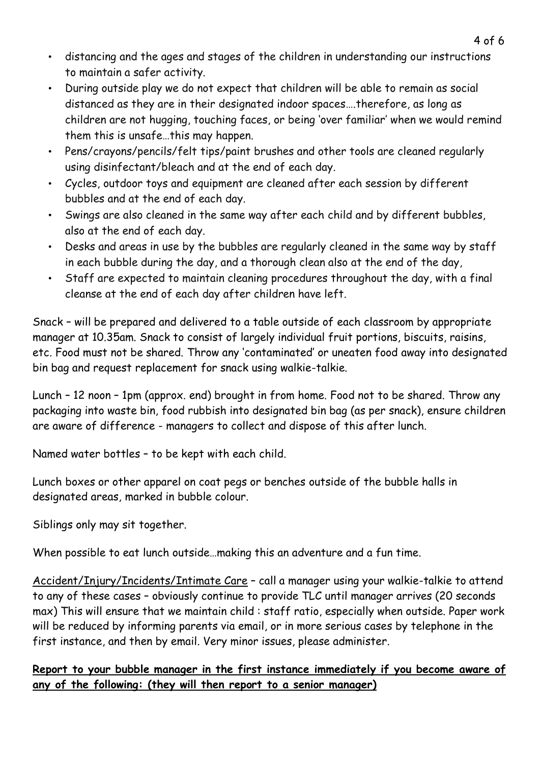- distancing and the ages and stages of the children in understanding our instructions to maintain a safer activity.
- During outside play we do not expect that children will be able to remain as social distanced as they are in their designated indoor spaces….therefore, as long as children are not hugging, touching faces, or being 'over familiar' when we would remind them this is unsafe…this may happen.
- Pens/crayons/pencils/felt tips/paint brushes and other tools are cleaned regularly using disinfectant/bleach and at the end of each day.
- Cycles, outdoor toys and equipment are cleaned after each session by different bubbles and at the end of each day.
- Swings are also cleaned in the same way after each child and by different bubbles, also at the end of each day.
- Desks and areas in use by the bubbles are regularly cleaned in the same way by staff in each bubble during the day, and a thorough clean also at the end of the day,
- Staff are expected to maintain cleaning procedures throughout the day, with a final cleanse at the end of each day after children have left.

Snack – will be prepared and delivered to a table outside of each classroom by appropriate manager at 10.35am. Snack to consist of largely individual fruit portions, biscuits, raisins, etc. Food must not be shared. Throw any 'contaminated' or uneaten food away into designated bin bag and request replacement for snack using walkie-talkie.

Lunch – 12 noon – 1pm (approx. end) brought in from home. Food not to be shared. Throw any packaging into waste bin, food rubbish into designated bin bag (as per snack), ensure children are aware of difference - managers to collect and dispose of this after lunch.

Named water bottles – to be kept with each child.

Lunch boxes or other apparel on coat pegs or benches outside of the bubble halls in designated areas, marked in bubble colour.

Siblings only may sit together.

When possible to eat lunch outside…making this an adventure and a fun time.

<u>Accident/Injury/Incidents/Intimate Care</u> – call a manager using your walkie-talkie to attend to any of these cases – obviously continue to provide TLC until manager arrives (20 seconds max) This will ensure that we maintain child : staff ratio, especially when outside. Paper work will be reduced by informing parents via email, or in more serious cases by telephone in the first instance, and then by email. Very minor issues, please administer.

**<u>Report to your bubble manager in the first instance immediately if you become aware of any of the following: (they will then report to a senior manager)</u>**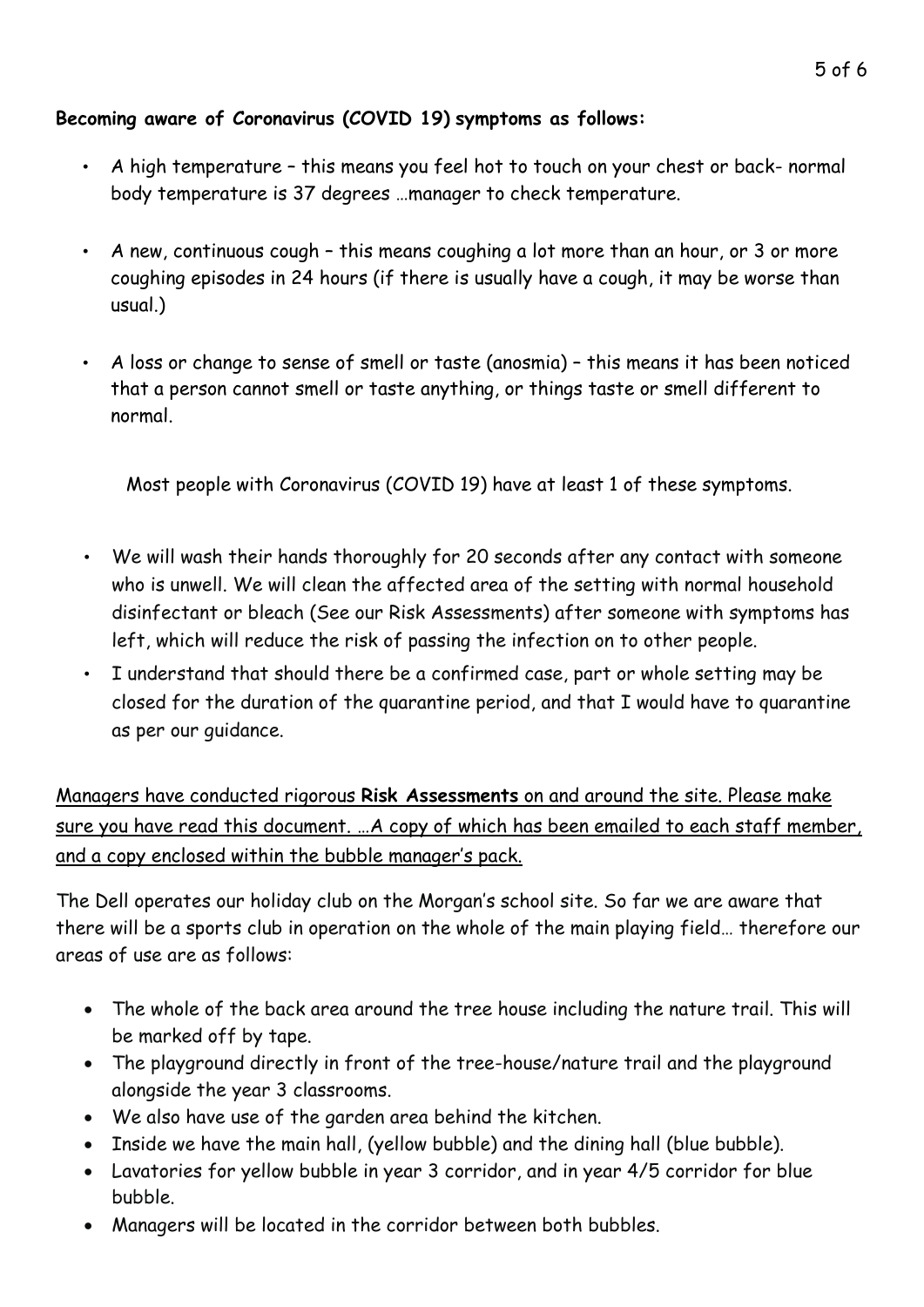**Becoming aware of Coronavirus (COVID 19) symptoms as follows:**

- A high temperature – this means you feel hot to touch on your chest or back- normal body temperature is 37 degrees …manager to check temperature.
- A new, continuous cough – this means coughing a lot more than an hour, or 3 or more coughing episodes in 24 hours (if there is usually have a cough, it may be worse than usual.)
- A loss or change to sense of smell or taste (anosmia) – this means it has been noticed that a person cannot smell or taste anything, or things taste or smell different to normal.

Most people with Coronavirus (COVID 19) have at least 1 of these symptoms.

- We will wash their hands thoroughly for 20 seconds after any contact with someone who is unwell. We will clean the affected area of the setting with normal household disinfectant or bleach (See our Risk Assessments) after someone with symptoms has left, which will reduce the risk of passing the infection on to other people.
- I understand that should there be a confirmed case, part or whole setting may be closed for the duration of the quarantine period, and that I would have to quarantine as per our guidance.

<u>Managers have conducted rigorous **Risk Assessments** on and around the site. Please make sure you have read this document. …A copy of which has been emailed to each staff member, and a copy enclosed within the bubble manager's pack.</u>

The Dell operates our holiday club on the Morgan's school site. So far we are aware that there will be a sports club in operation on the whole of the main playing field… therefore our areas of use are as follows:

- The whole of the back area around the tree house including the nature trail. This will be marked off by tape.
- The playground directly in front of the tree-house/nature trail and the playground alongside the year 3 classrooms.
- We also have use of the garden area behind the kitchen.
- Inside we have the main hall, (yellow bubble) and the dining hall (blue bubble).
- Lavatories for yellow bubble in year 3 corridor, and in year 4/5 corridor for blue bubble.
- Managers will be located in the corridor between both bubbles.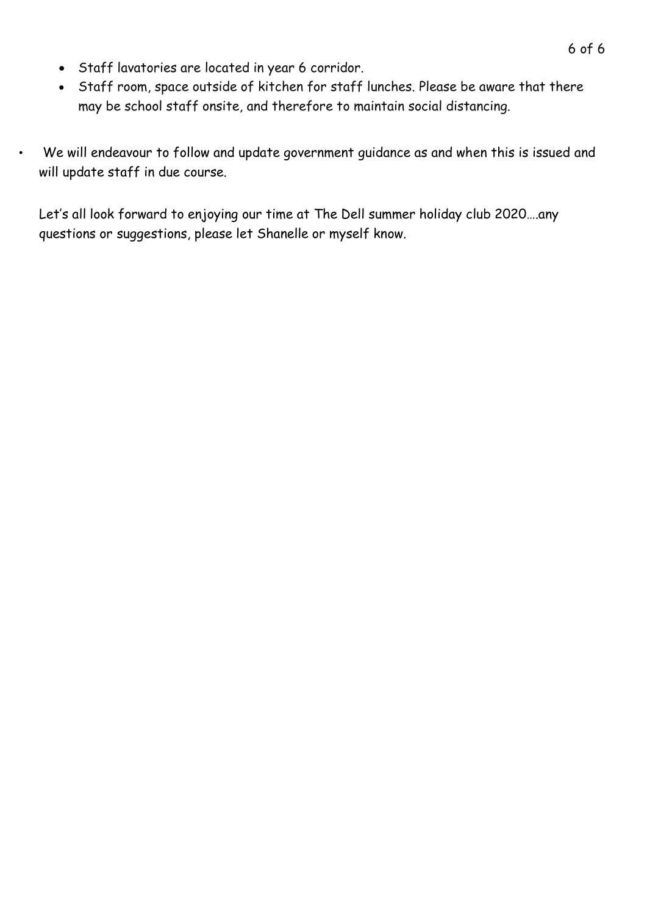- Staff lavatories are located in year 6 corridor.
- Staff room, space outside of kitchen for staff lunches. Please be aware that there may be school staff onsite, and therefore to maintain social distancing.

- We will endeavour to follow and update government guidance as and when this is issued and will update staff in due course.

Let's all look forward to enjoying our time at The Dell summer holiday club 2020….any questions or suggestions, please let Shanelle or myself know.